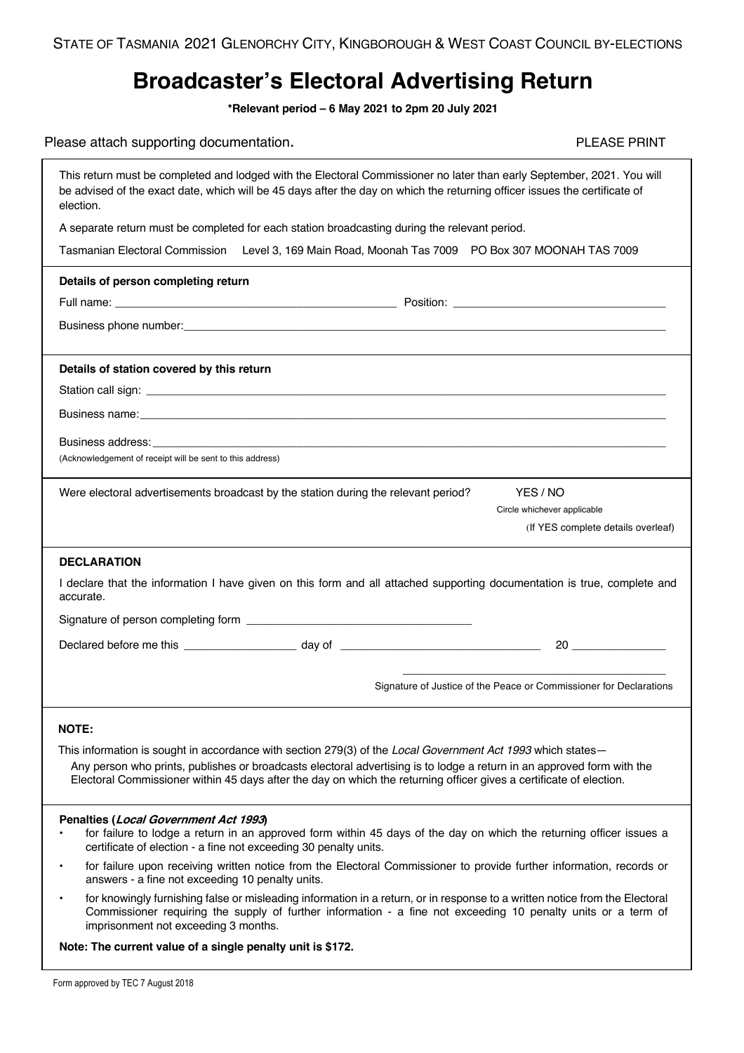STATE OF TASMANIA 2021 GLENORCHY CITY, KINGBOROUGH & WEST COAST COUNCIL BY-ELECTIONS

# Broadcaster's Electoral Advertising Return

**\*Relevant period – 6 May 2021 to 2pm 20 July 2021**

Please attach supporting documentation. PLEASE PRINT

This return must be completed and lodged with the Electoral Commissioner no later than early September, 2021. You will be advised of the exact date, which will be 45 days after the day on which the returning officer issues the certificate of election.

A separate return must be completed for each station broadcasting during the relevant period.

Tasmanian Electoral Commission Level 3, 169 Main Road, Moonah Tas 7009 PO Box 307 MOONAH TAS 7009

**Details of person completing return**

Full name: ____________________ Position: ____________________

Business phone number: ____________________

**Details of station covered by this return**

Station call sign: ____________________

Business name: ____________________

Business address: ____________________
(Acknowledgement of receipt will be sent to this address)

Were electoral advertisements broadcast by the station during the relevant period? YES / NO
Circle whichever applicable
(If YES complete details overleaf)

**DECLARATION**

I declare that the information I have given on this form and all attached supporting documentation is true, complete and accurate.

Signature of person completing form ____________________

Declared before me this ____________ day of ____________________ 20 __________

____________________
Signature of Justice of the Peace or Commissioner for Declarations

**NOTE:**

This information is sought in accordance with section 279(3) of the *Local Government Act 1993* which states—

Any person who prints, publishes or broadcasts electoral advertising is to lodge a return in an approved form with the Electoral Commissioner within 45 days after the day on which the returning officer gives a certificate of election.

**Penalties (*Local Government Act 1993*)**

- for failure to lodge a return in an approved form within 45 days of the day on which the returning officer issues a certificate of election - a fine not exceeding 30 penalty units.
- for failure upon receiving written notice from the Electoral Commissioner to provide further information, records or answers - a fine not exceeding 10 penalty units.
- for knowingly furnishing false or misleading information in a return, or in response to a written notice from the Electoral Commissioner requiring the supply of further information - a fine not exceeding 10 penalty units or a term of imprisonment not exceeding 3 months.

**Note: The current value of a single penalty unit is $172.**

Form approved by TEC 7 August 2018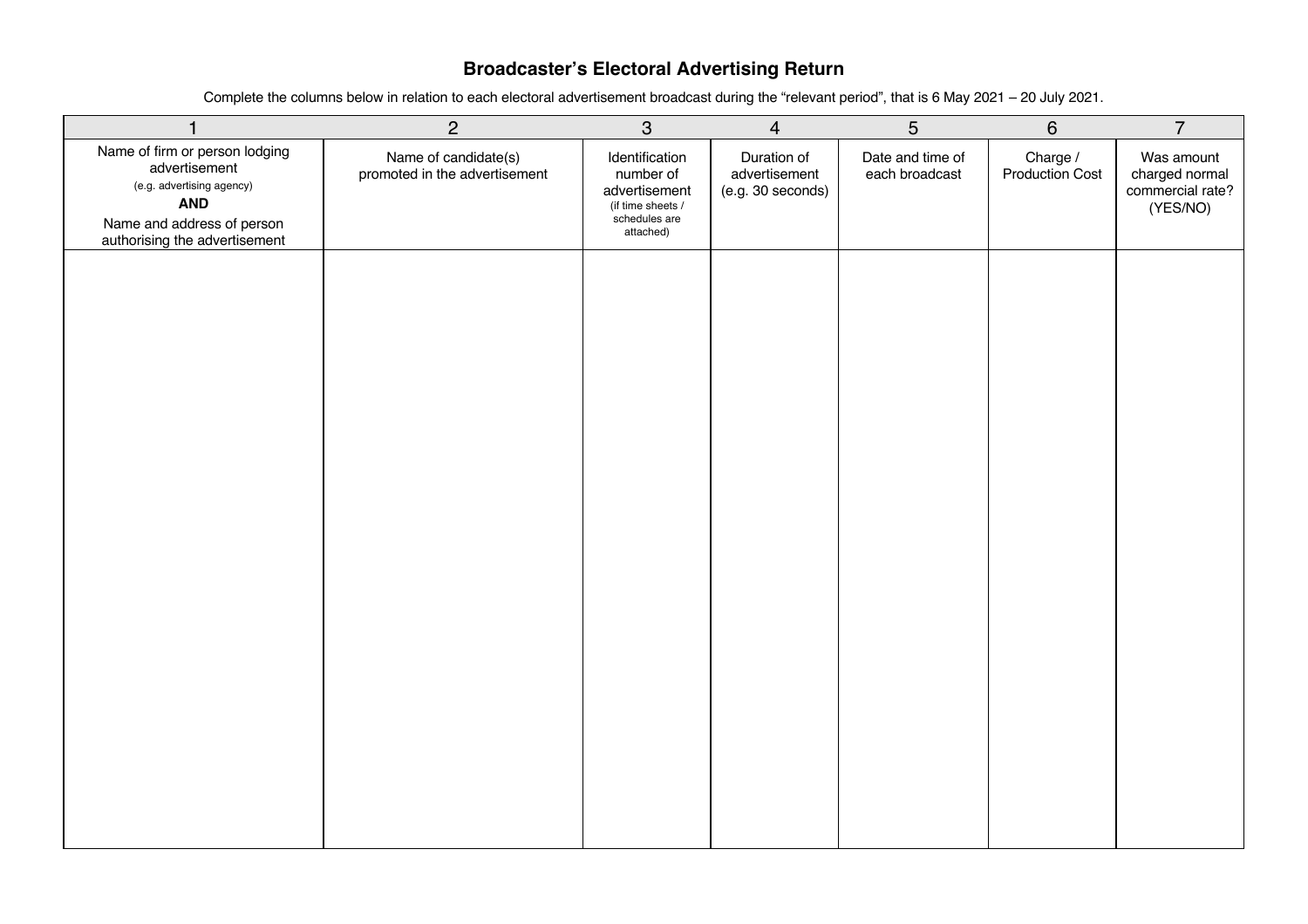# Broadcaster's Electoral Advertising Return

Complete the columns below in relation to each electoral advertisement broadcast during the "relevant period", that is 6 May 2021 – 20 July 2021.

| 1 | 2 | 3 | 4 | 5 | 6 | 7 |
|---|---|---|---|---|---|---|
| Name of firm or person lodging advertisement (e.g. advertising agency) **AND** Name and address of person authorising the advertisement | Name of candidate(s) promoted in the advertisement | Identification number of advertisement (if time sheets / schedules are attached) | Duration of advertisement (e.g. 30 seconds) | Date and time of each broadcast | Charge / Production Cost | Was amount charged normal commercial rate? (YES/NO) |
| | | | | | | |